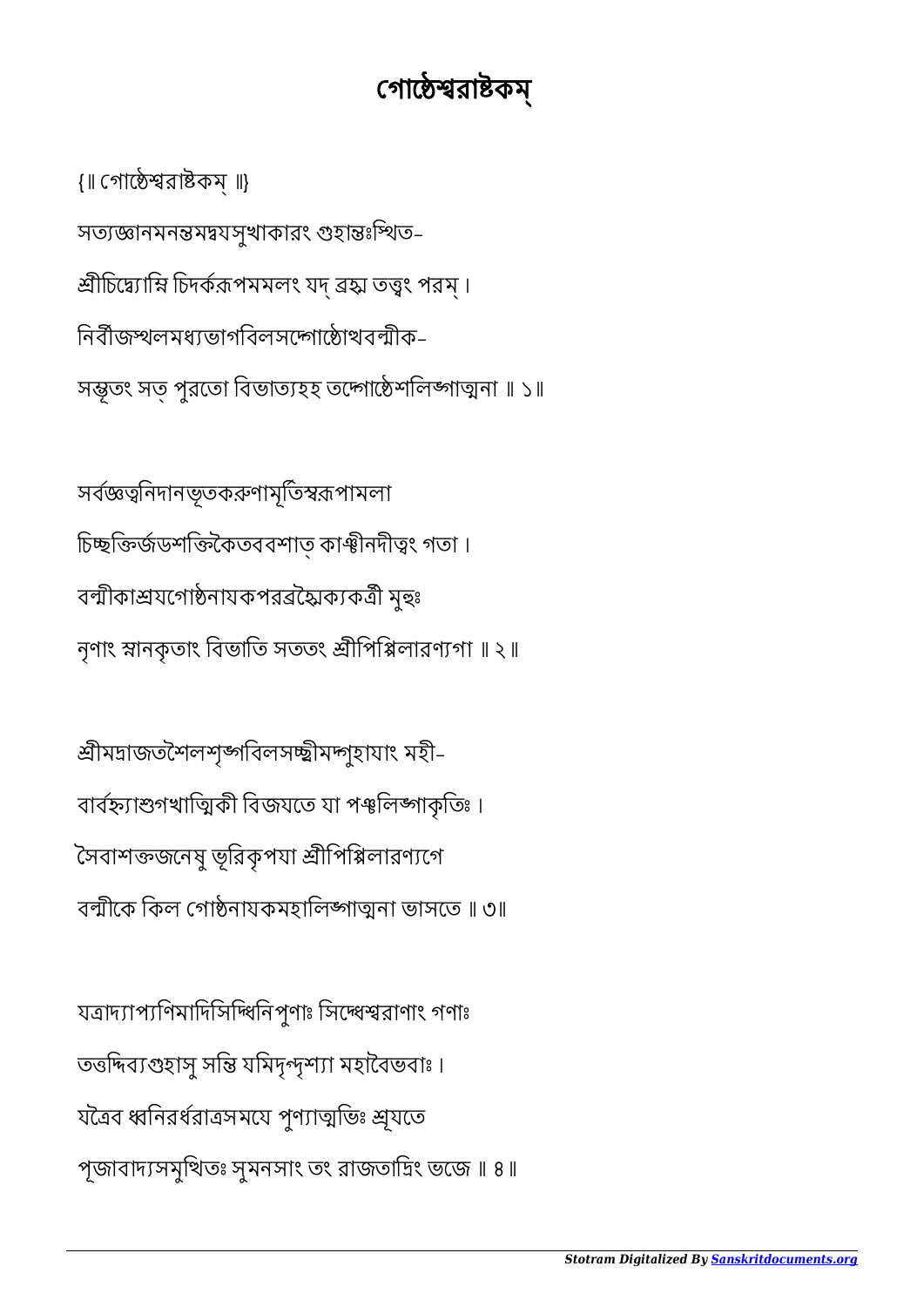# গোষ্ঠেশ্বরাষ্টকম্

{॥ গোষ্ঠেশ্বরাষ্টকম্ ॥}

সত্যজ্ঞানমনন্তমদ্বয়সুখাকারং গুহান্তঃস্থিত-

শ্রীচিদ্ব্যোম্নি চিদর্করূপমমলং যদ্ ব্রহ্ম তত্ত্বং পরম্ ।

নির্বীজস্থলমধ্যভাগবিলসদ্গোষ্ঠোত্থবল্মীক-

সম্ভূতং সত্ পুরতো বিভাত্যহহ তদ্গোষ্ঠেশলিঙ্গাত্মনা ॥ ১॥

সর্বজ্ঞত্বনিদানভূতকরুণামূর্তিস্বরূপামলা

চিচ্ছক্তির্জডশক্তিকৈতববশাত্ কাঞ্চীনদীত্বং গতা ।

বল্মীকাশ্রয়গোষ্ঠনায়কপরব্রহ্মৈক্যকর্ত্রী মুহুঃ

নৃণাং স্নানকৃতাং বিভাতি সততং শ্রীপিপ্পিলারণ্যগা ॥ ২॥

শ্রীমদ্রাজতশৈলশৃঙ্গবিলসচ্ছ্রীমদ্গুহায়াং মহী-

বার্বহ্ন্যাশুগখাত্মিকী বিজয়তে যা পঞ্চলিঙ্গাকৃতিঃ ।

সৈবাশক্তজনেষু ভূরিকৃপয়া শ্রীপিপ্পিলারণ্যগে

বল্মীকে কিল গোষ্ঠনায়কমহালিঙ্গাত্মনা ভাসতে ॥ ৩॥

যত্রাদ্যাপ্যণিমাদিসিদ্ধিনিপুণাঃ সিদ্ধেশ্বরাণাং গণাঃ

তত্তদ্দিব্যগুহাসু সন্তি যমিদৃগ্দৃশ্যা মহাবৈভবাঃ ।

যত্রৈব ধ্বনিরর্ধরাত্রসময়ে পুণ্যাত্মভিঃ শ্রূয়তে

পূজাবাদ্যসমুত্থিতঃ সুমনসাং তং রাজতাদ্রিং ভজে ॥ ৪॥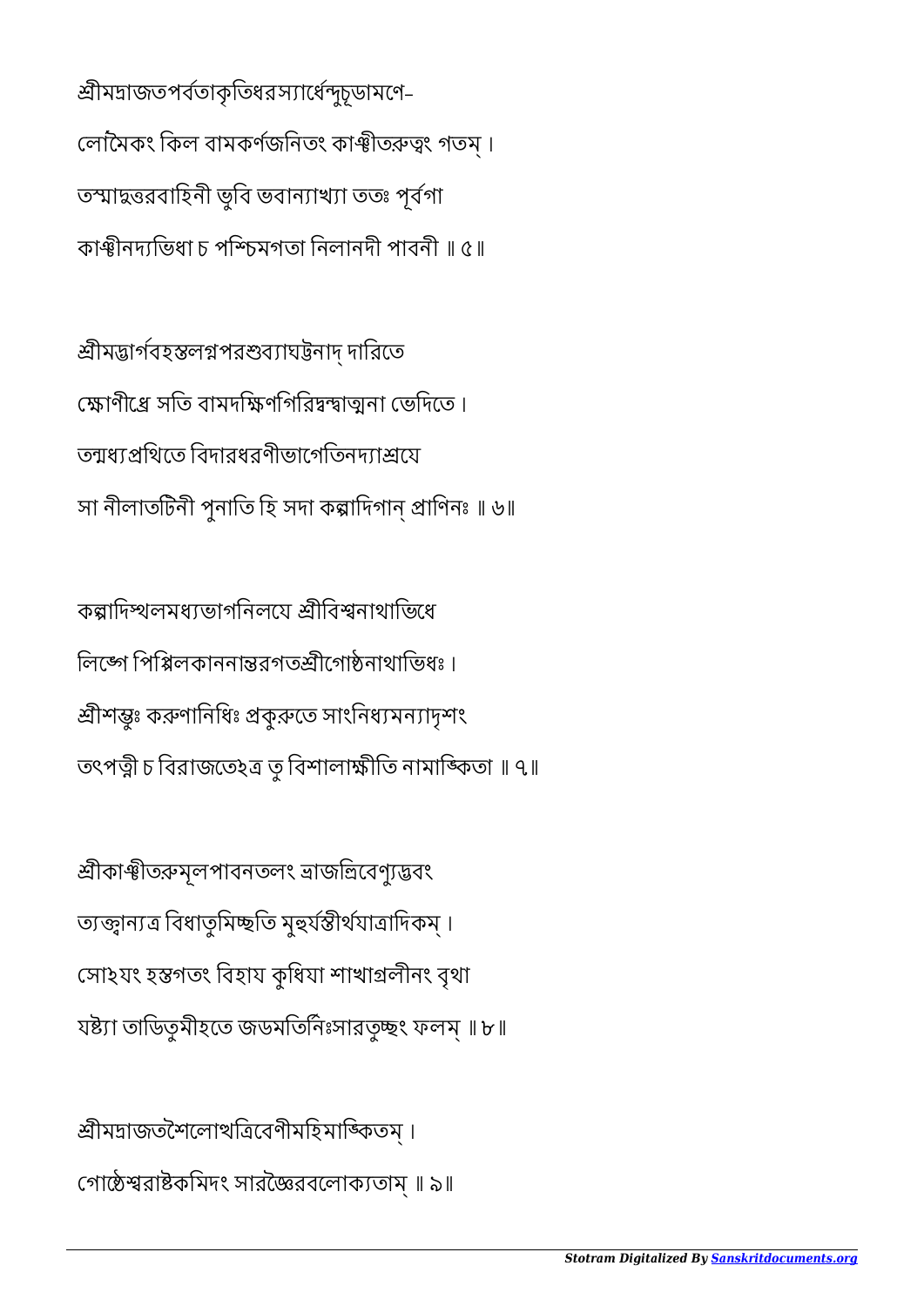শ্রীমদ্রাজতপর্বতাকৃতিধরস্যার্ধেন্দুচূডামণে-

লোমৈকং কিল বামকর্ণজনিতং কাঞ্চীতরুত্বং গতম্ ।

তস্মাদুত্তরবাহিনী ভুবি ভবান্যাখ্যা ততঃ পূর্বগা

কাঞ্চীনদ্যভিধা চ পশ্চিমগতা নিলানদী পাবনী ॥ ৫॥

শ্রীমদ্ভার্গবহস্তলগ্নপরশুব্যাঘট্টনাদ্ দারিতে

ক্ষোণীধ্রে সতি বামদক্ষিণগিরিদ্বন্দ্বাত্মনা ভেদিতে ।

তন্মধ্যপ্রথিতে বিদারধরণীভাগেতিনদ্যাশ্রয়ে

সা নীলাতটিনী পুনাতি হি সদা কল্লাদিগান্ প্রাণিনঃ ॥ ৬॥

কল্লাদিস্থলমধ্যভাগনিলয়ে শ্রীবিশ্বনাথাভিধে

লিঙ্গে পিপ্পিলকাননান্তরগতশ্রীগোষ্ঠনাথাভিধঃ ।

শ্রীশম্ভুঃ করুণানিধিঃ প্রকুরুতে সাংনিধ্যমন্যাদৃশং

তৎপত্নী চ বিরাজতেঽত্র তু বিশালাক্ষীতি নামাঙ্কিতা ॥ ৭॥

শ্রীকাঞ্চীতরুমূলপাবনতলং ভ্রাজন্ত্রিবেণ্যুদ্ভবং

ত্যক্ত্বান্যত্র বিধাতুমিচ্ছতি মুহুর্যস্তীর্থযাত্রাদিকম্ ।

সোঽয়ং হস্তগতং বিহায় কুধিয়া শাখাগ্রলীনং বৃথা

যষ্ট্যা তাডিতুমীহতে জডমতির্নিঃসারতুচ্ছং ফলম্ ॥ ৮॥

শ্রীমদ্রাজতশৈলোত্থত্রিবেণীমহিমাঙ্কিতম্ ।

গোষ্ঠেশ্বরাষ্টকমিদং সারজ্ঞৈরবলোক্যতাম্ ॥ ৯॥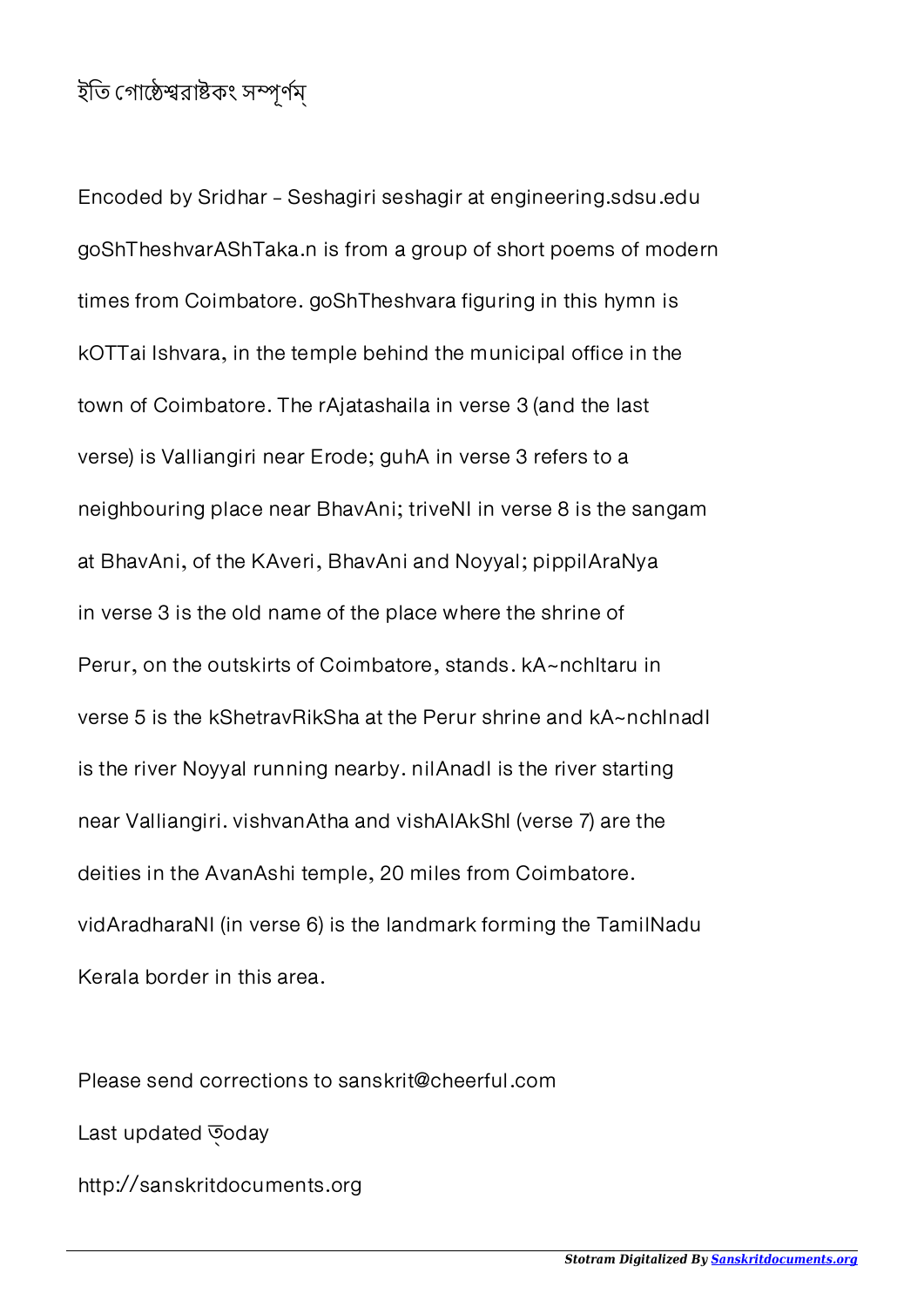ইতি গোষ্ঠেশ্বরাষ্টকং সম্পূর্ণম্

Encoded by Sridhar - Seshagiri seshagir at engineering.sdsu.edu

goShTheshvarAShTaka.n is from a group of short poems of modern times from Coimbatore. goShTheshvara figuring in this hymn is kOTTai Ishvara, in the temple behind the municipal office in the town of Coimbatore. The rAjatashaila in verse 3 (and the last verse) is Valliangiri near Erode; guhA in verse 3 refers to a neighbouring place near BhavAni; triveNI in verse 8 is the sangam at BhavAni, of the KAveri, BhavAni and Noyyal; pippilAraNya in verse 3 is the old name of the place where the shrine of Perur, on the outskirts of Coimbatore, stands. kA~nchItaru in verse 5 is the kShetravRikSha at the Perur shrine and kA~nchInadI is the river Noyyal running nearby. nIlAnadI is the river starting near Valliangiri. vishvanAtha and vishAlAkShI (verse 7) are the deities in the AvanAshi temple, 20 miles from Coimbatore. vidAradharaNI (in verse 6) is the landmark forming the TamilNadu Kerala border in this area.

Please send corrections to sanskrit@cheerful.com

Last updated ত্oday

http://sanskritdocuments.org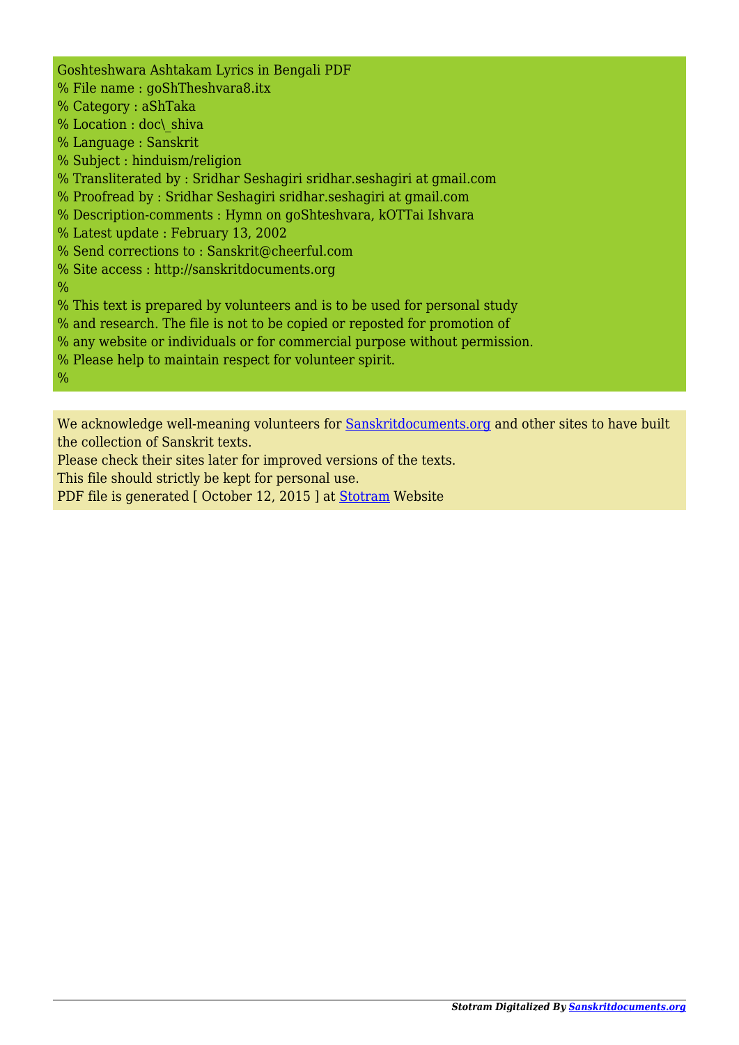Goshteshwara Ashtakam Lyrics in Bengali PDF
% File name : goShTheshvara8.itx
% Category : aShTaka
% Location : doc\_shiva
% Language : Sanskrit
% Subject : hinduism/religion
% Transliterated by : Sridhar Seshagiri sridhar.seshagiri at gmail.com
% Proofread by : Sridhar Seshagiri sridhar.seshagiri at gmail.com
% Description-comments : Hymn on goShteshvara, kOTTai Ishvara
% Latest update : February 13, 2002
% Send corrections to : Sanskrit@cheerful.com
% Site access : http://sanskritdocuments.org
%
% This text is prepared by volunteers and is to be used for personal study
% and research. The file is not to be copied or reposted for promotion of
% any website or individuals or for commercial purpose without permission.
% Please help to maintain respect for volunteer spirit.
%

We acknowledge well-meaning volunteers for Sanskritdocuments.org and other sites to have built the collection of Sanskrit texts.
Please check their sites later for improved versions of the texts.
This file should strictly be kept for personal use.
PDF file is generated [ October 12, 2015 ] at Stotram Website